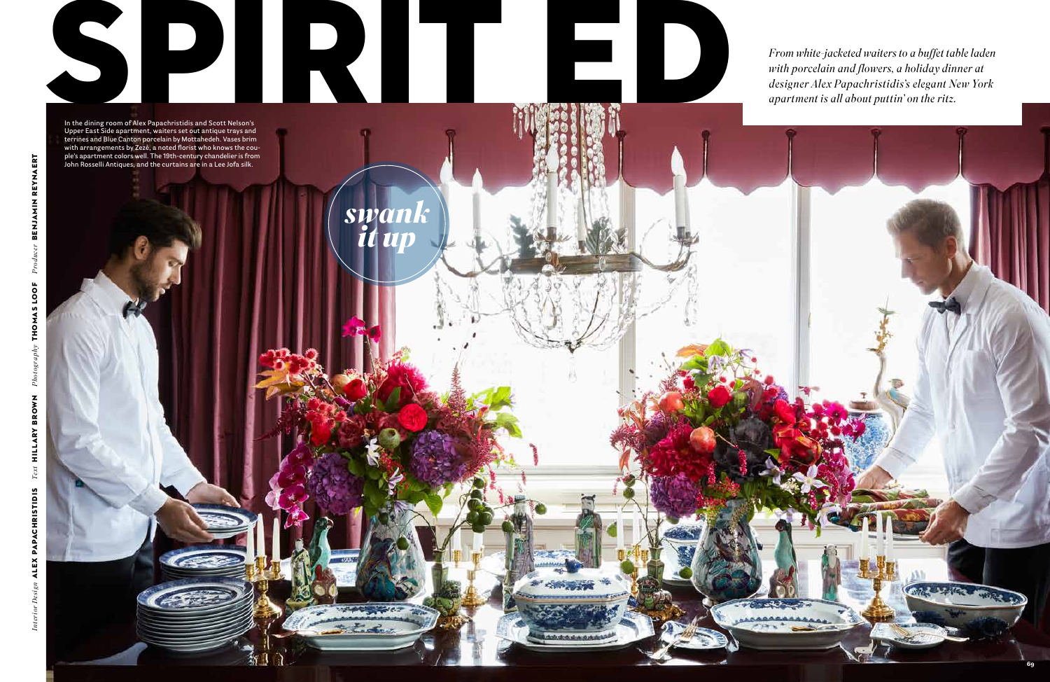# SPIRITED

*From white-jacketed waiters to a buffet table laden with porcelain and flowers, a holiday dinner at designer Alex Papachristidis's elegant New York apartment is all about puttin' on the ritz.*

*swank it up*

In the dining room of Alex Papachristidis and Scott Nelson's Upper East Side apartment, waiters set out antique trays and terrines and Blue Canton porcelain by Mottahedeh. Vases brim with arrangements by Zezé, a noted florist who knows the couple's apartment colors well. The 19th-century chandelier is from John Rosselli Antiques, and the curtains are in a Lee Jofa silk.

*Interior Design* **ALEX PAPACHRISTIDIS** *Text* **HILLARY BROWN** *Photography* **THOMAS LOOF** *Producer* **BENJAMIN REYNAERT**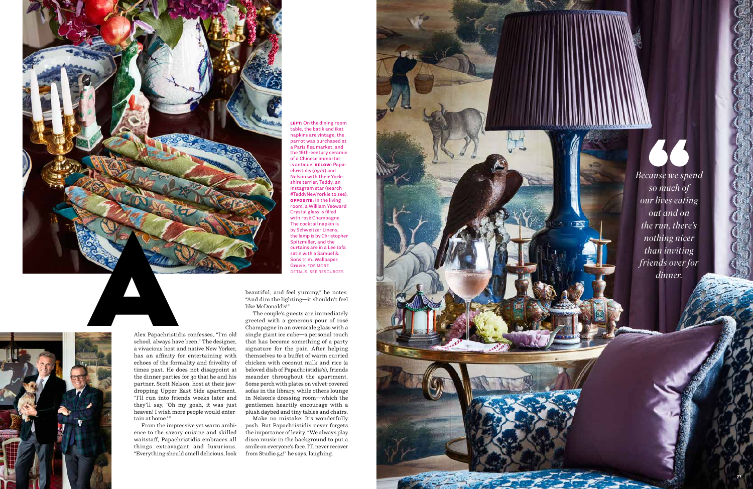**LEFT:** On the dining room table, the batik and ikat napkins are vintage, the parrot was purchased at a Paris flea market, and the 19th-century ceramic of a Chinese immortal is antique. **BELOW:** Papachristidis (*right*) and Nelson with their Yorkshire terrier, Teddy, an Instagram star (search #TeddyNewYorkie to see). **OPPOSITE:** In the living room, a William Yeoward Crystal glass is filled with rosé Champagne. The cocktail napkin is by Schweitzer Linens, the lamp is by Christopher Spitzmiller, and the curtains are in a Lee Jofa satin with a Samuel & Sons trim. Wallpaper, Gracie. FOR MORE DETAILS, SEE RESOURCES

**A**lex Papachristidis confesses, "I'm old school, always have been." The designer, a vivacious host and native New Yorker, has an affinity for entertaining with echoes of the formality and frivolity of times past. He does not disappoint at the dinner parties for 30 that he and his partner, Scott Nelson, host at their jaw-dropping Upper East Side apartment. "I'll run into friends weeks later and they'll say, 'Oh my gosh, it was just heaven! I wish more people would entertain at home.'"

From the impressive yet warm ambience to the savory cuisine and skilled waitstaff, Papachristidis embraces all things extravagant and luxurious. "Everything should smell delicious, look beautiful, and feel yummy," he notes. "And dim the lighting—it shouldn't feel like McDonald's!"

The couple's guests are immediately greeted with a generous pour of rosé Champagne in an overscale glass with a single giant ice cube—a personal touch that has become something of a party signature for the pair. After helping themselves to a buffet of warm curried chicken with coconut milk and rice (a beloved dish of Papachristidis's), friends meander throughout the apartment. Some perch with plates on velvet-covered sofas in the library, while others lounge in Nelson's dressing room—which the gentlemen heartily encourage with a plush daybed and tiny tables and chairs.

Make no mistake: It's wonderfully posh. But Papachristidis never forgets the importance of levity. "We always play disco music in the background to put a smile on everyone's face. I'll never recover from Studio 54!" he says, laughing.

> *"Because we spend so much of our lives eating out and on the run, there's nothing nicer than inviting friends over for dinner."*